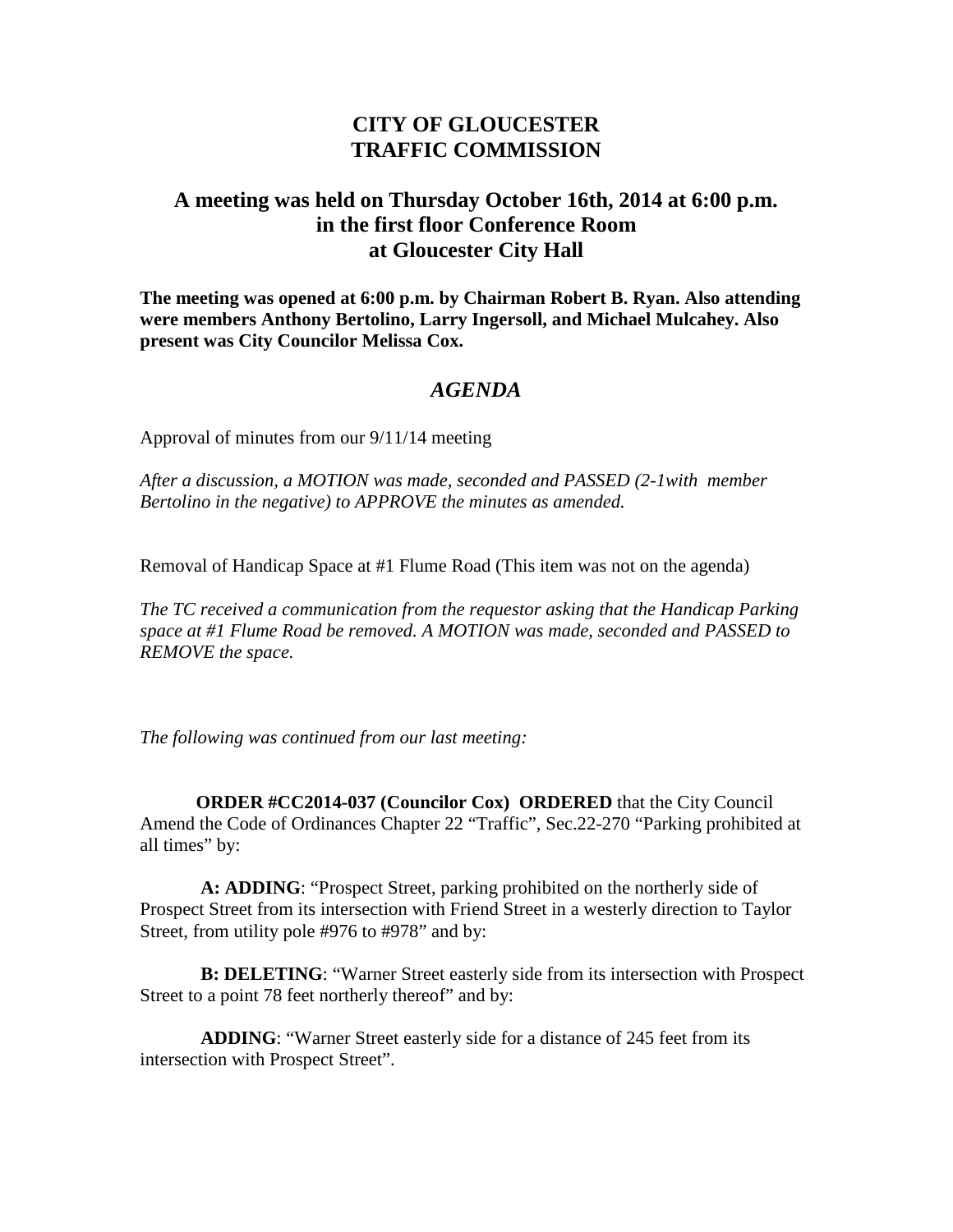# CITY OF GLOUCESTER
# TRAFFIC COMMISSION

## A meeting was held on Thursday October 16th, 2014 at 6:00 p.m. in the first floor Conference Room at Gloucester City Hall

**The meeting was opened at 6:00 p.m. by Chairman Robert B. Ryan. Also attending were members Anthony Bertolino, Larry Ingersoll, and Michael Mulcahey. Also present was City Councilor Melissa Cox.**

## *AGENDA*

Approval of minutes from our 9/11/14 meeting

*After a discussion, a MOTION was made, seconded and PASSED (2-1with member Bertolino in the negative) to APPROVE the minutes as amended.*

Removal of Handicap Space at #1 Flume Road (This item was not on the agenda)

*The TC received a communication from the requestor asking that the Handicap Parking space at #1 Flume Road be removed. A MOTION was made, seconded and PASSED to REMOVE the space.*

*The following was continued from our last meeting:*

**ORDER #CC2014-037 (Councilor Cox) ORDERED** that the City Council Amend the Code of Ordinances Chapter 22 "Traffic", Sec.22-270 "Parking prohibited at all times" by:

**A: ADDING**: "Prospect Street, parking prohibited on the northerly side of Prospect Street from its intersection with Friend Street in a westerly direction to Taylor Street, from utility pole #976 to #978" and by:

**B: DELETING**: "Warner Street easterly side from its intersection with Prospect Street to a point 78 feet northerly thereof" and by:

**ADDING**: "Warner Street easterly side for a distance of 245 feet from its intersection with Prospect Street".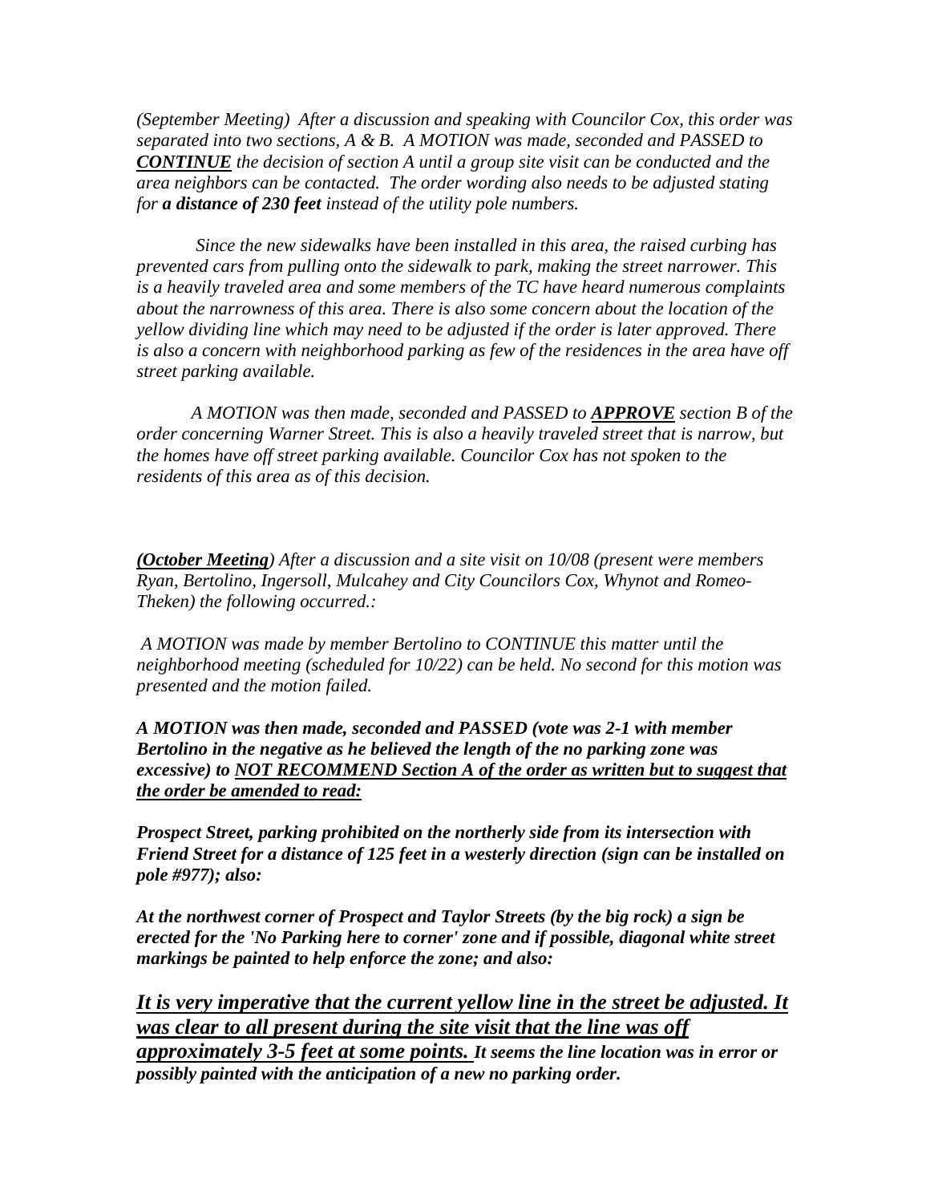*(September Meeting) After a discussion and speaking with Councilor Cox, this order was separated into two sections, A & B. A MOTION was made, seconded and PASSED to **CONTINUE** the decision of section A until a group site visit can be conducted and the area neighbors can be contacted. The order wording also needs to be adjusted stating for **a distance of 230 feet** instead of the utility pole numbers.*

*Since the new sidewalks have been installed in this area, the raised curbing has prevented cars from pulling onto the sidewalk to park, making the street narrower. This is a heavily traveled area and some members of the TC have heard numerous complaints about the narrowness of this area. There is also some concern about the location of the yellow dividing line which may need to be adjusted if the order is later approved. There is also a concern with neighborhood parking as few of the residences in the area have off street parking available.*

*A MOTION was then made, seconded and PASSED to **APPROVE** section B of the order concerning Warner Street. This is also a heavily traveled street that is narrow, but the homes have off street parking available. Councilor Cox has not spoken to the residents of this area as of this decision.*

*(**October Meeting**) After a discussion and a site visit on 10/08 (present were members Ryan, Bertolino, Ingersoll, Mulcahey and City Councilors Cox, Whynot and Romeo-Theken) the following occurred.:*

*A MOTION was made by member Bertolino to CONTINUE this matter until the neighborhood meeting (scheduled for 10/22) can be held. No second for this motion was presented and the motion failed.*

***A MOTION was then made, seconded and PASSED (vote was 2-1 with member Bertolino in the negative as he believed the length of the no parking zone was excessive) to NOT RECOMMEND Section A of the order as written but to suggest that the order be amended to read:***

***Prospect Street, parking prohibited on the northerly side from its intersection with Friend Street for a distance of 125 feet in a westerly direction (sign can be installed on pole #977); also:***

***At the northwest corner of Prospect and Taylor Streets (by the big rock) a sign be erected for the 'No Parking here to corner' zone and if possible, diagonal white street markings be painted to help enforce the zone; and also:***

***It is very imperative that the current yellow line in the street be adjusted. It was clear to all present during the site visit that the line was off approximately 3-5 feet at some points. It seems the line location was in error or possibly painted with the anticipation of a new no parking order.***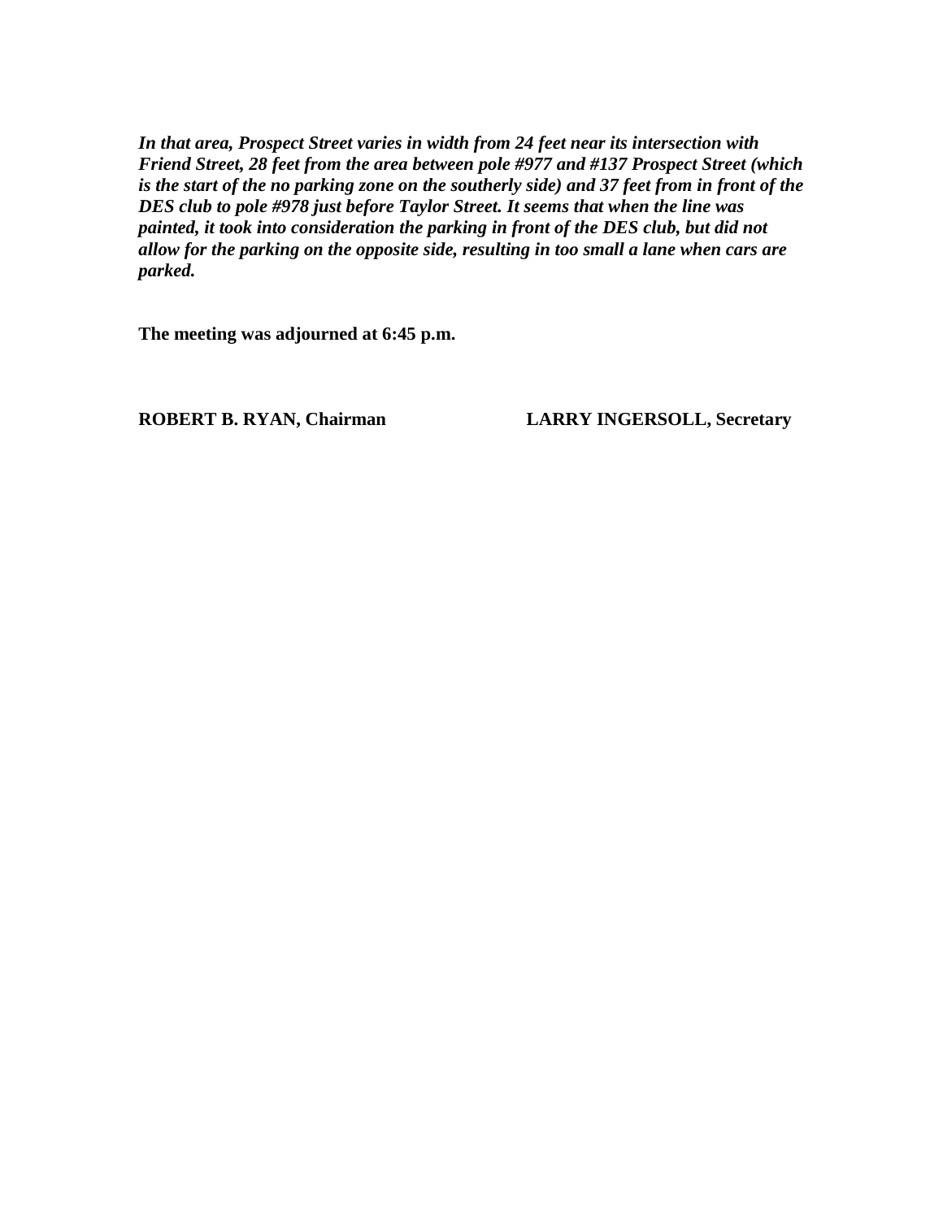***In that area, Prospect Street varies in width from 24 feet near its intersection with Friend Street, 28 feet from the area between pole #977 and #137 Prospect Street (which is the start of the no parking zone on the southerly side) and 37 feet from in front of the DES club to pole #978 just before Taylor Street. It seems that when the line was painted, it took into consideration the parking in front of the DES club, but did not allow for the parking on the opposite side, resulting in too small a lane when cars are parked.***

**The meeting was adjourned at 6:45 p.m.**

**ROBERT B. RYAN, Chairman** **LARRY INGERSOLL, Secretary**